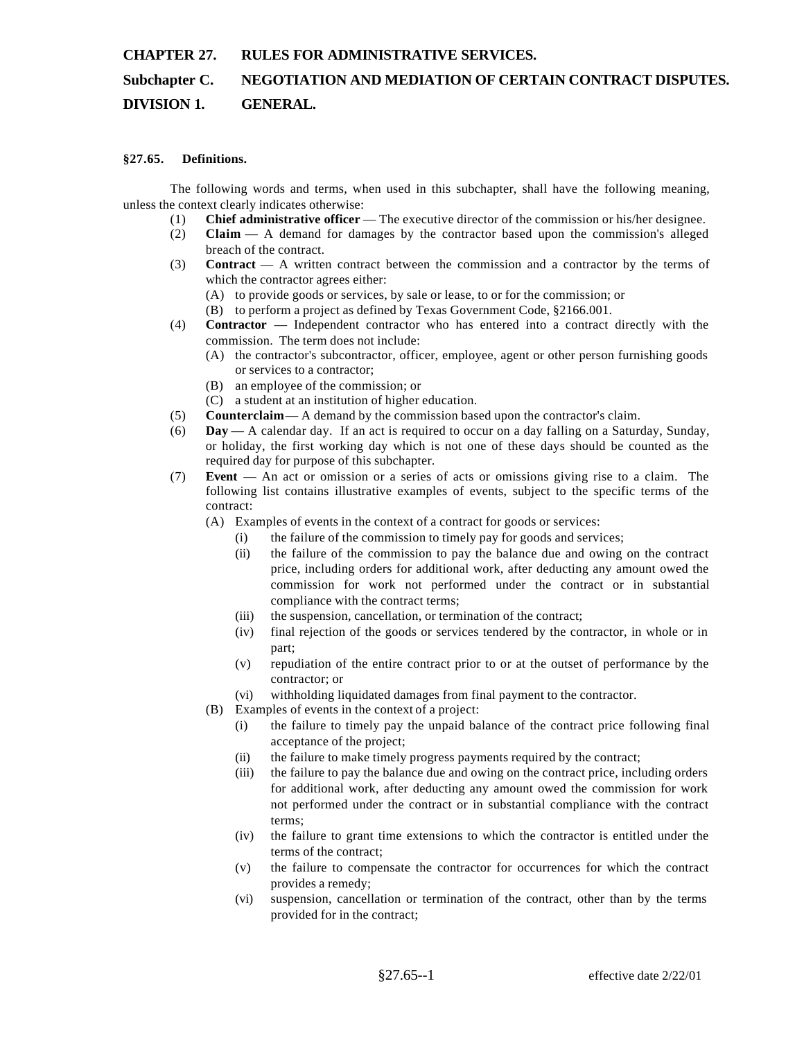# CHAPTER 27. RULES FOR ADMINISTRATIVE SERVICES.

## Subchapter C. NEGOTIATION AND MEDIATION OF CERTAIN CONTRACT DISPUTES.

## DIVISION 1. GENERAL.

### §27.65. Definitions.

The following words and terms, when used in this subchapter, shall have the following meaning, unless the context clearly indicates otherwise:

(1) **Chief administrative officer** — The executive director of the commission or his/her designee.

(2) **Claim** — A demand for damages by the contractor based upon the commission's alleged breach of the contract.

(3) **Contract** — A written contract between the commission and a contractor by the terms of which the contractor agrees either:

  (A) to provide goods or services, by sale or lease, to or for the commission; or

  (B) to perform a project as defined by Texas Government Code, §2166.001.

(4) **Contractor** — Independent contractor who has entered into a contract directly with the commission. The term does not include:

  (A) the contractor's subcontractor, officer, employee, agent or other person furnishing goods or services to a contractor;

  (B) an employee of the commission; or

  (C) a student at an institution of higher education.

(5) **Counterclaim**— A demand by the commission based upon the contractor's claim.

(6) **Day** — A calendar day. If an act is required to occur on a day falling on a Saturday, Sunday, or holiday, the first working day which is not one of these days should be counted as the required day for purpose of this subchapter.

(7) **Event** — An act or omission or a series of acts or omissions giving rise to a claim. The following list contains illustrative examples of events, subject to the specific terms of the contract:

  (A) Examples of events in the context of a contract for goods or services:

    (i) the failure of the commission to timely pay for goods and services;

    (ii) the failure of the commission to pay the balance due and owing on the contract price, including orders for additional work, after deducting any amount owed the commission for work not performed under the contract or in substantial compliance with the contract terms;

    (iii) the suspension, cancellation, or termination of the contract;

    (iv) final rejection of the goods or services tendered by the contractor, in whole or in part;

    (v) repudiation of the entire contract prior to or at the outset of performance by the contractor; or

    (vi) withholding liquidated damages from final payment to the contractor.

  (B) Examples of events in the context of a project:

    (i) the failure to timely pay the unpaid balance of the contract price following final acceptance of the project;

    (ii) the failure to make timely progress payments required by the contract;

    (iii) the failure to pay the balance due and owing on the contract price, including orders for additional work, after deducting any amount owed the commission for work not performed under the contract or in substantial compliance with the contract terms;

    (iv) the failure to grant time extensions to which the contractor is entitled under the terms of the contract;

    (v) the failure to compensate the contractor for occurrences for which the contract provides a remedy;

    (vi) suspension, cancellation or termination of the contract, other than by the terms provided for in the contract;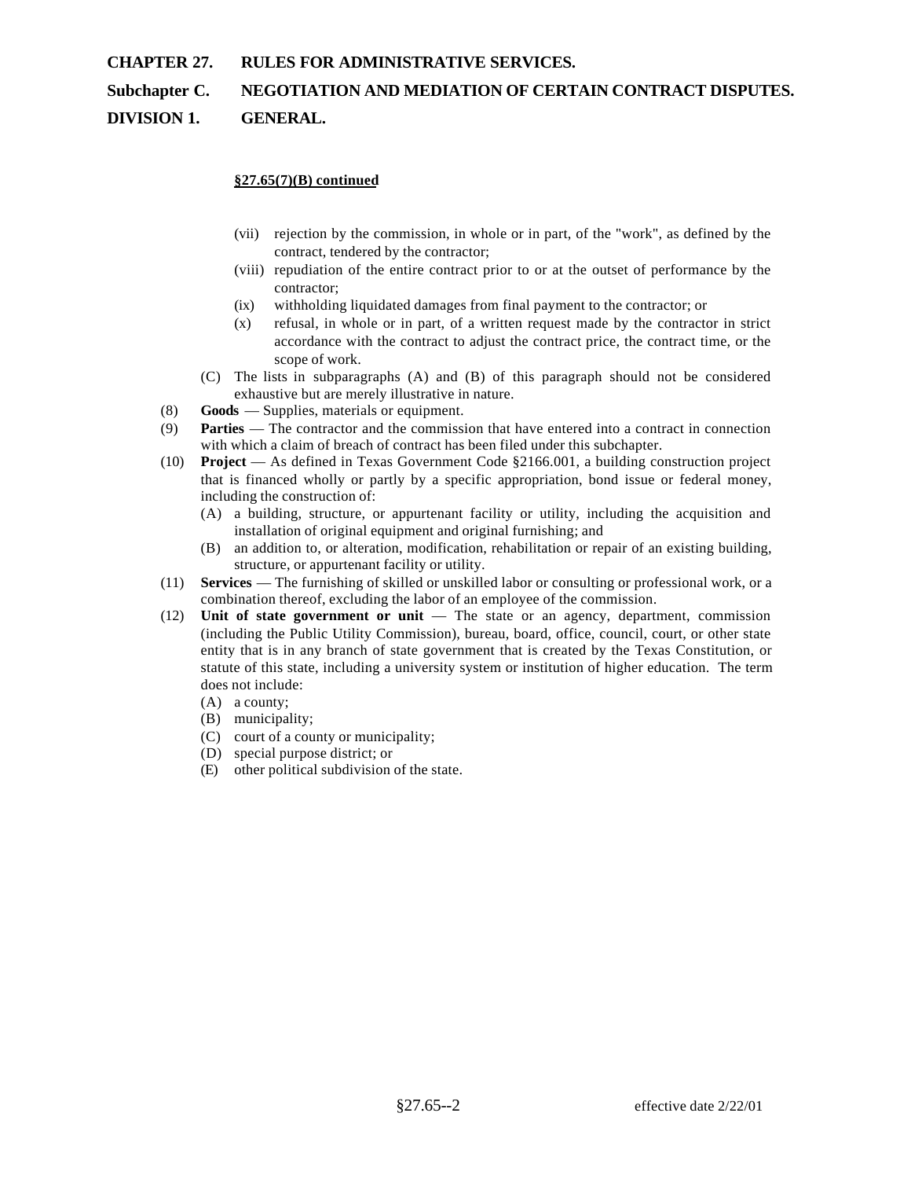**CHAPTER 27. RULES FOR ADMINISTRATIVE SERVICES.**

**Subchapter C. NEGOTIATION AND MEDIATION OF CERTAIN CONTRACT DISPUTES.**

**DIVISION 1. GENERAL.**

**§27.65(7)(B) continued**

(vii) rejection by the commission, in whole or in part, of the "work", as defined by the contract, tendered by the contractor;

(viii) repudiation of the entire contract prior to or at the outset of performance by the contractor;

(ix) withholding liquidated damages from final payment to the contractor; or

(x) refusal, in whole or in part, of a written request made by the contractor in strict accordance with the contract to adjust the contract price, the contract time, or the scope of work.

(C) The lists in subparagraphs (A) and (B) of this paragraph should not be considered exhaustive but are merely illustrative in nature.

(8) **Goods** — Supplies, materials or equipment.

(9) **Parties** — The contractor and the commission that have entered into a contract in connection with which a claim of breach of contract has been filed under this subchapter.

(10) **Project** — As defined in Texas Government Code §2166.001, a building construction project that is financed wholly or partly by a specific appropriation, bond issue or federal money, including the construction of:

(A) a building, structure, or appurtenant facility or utility, including the acquisition and installation of original equipment and original furnishing; and

(B) an addition to, or alteration, modification, rehabilitation or repair of an existing building, structure, or appurtenant facility or utility.

(11) **Services** — The furnishing of skilled or unskilled labor or consulting or professional work, or a combination thereof, excluding the labor of an employee of the commission.

(12) **Unit of state government or unit** — The state or an agency, department, commission (including the Public Utility Commission), bureau, board, office, council, court, or other state entity that is in any branch of state government that is created by the Texas Constitution, or statute of this state, including a university system or institution of higher education. The term does not include:

(A) a county;

(B) municipality;

(C) court of a county or municipality;

(D) special purpose district; or

(E) other political subdivision of the state.

effective date 2/22/01